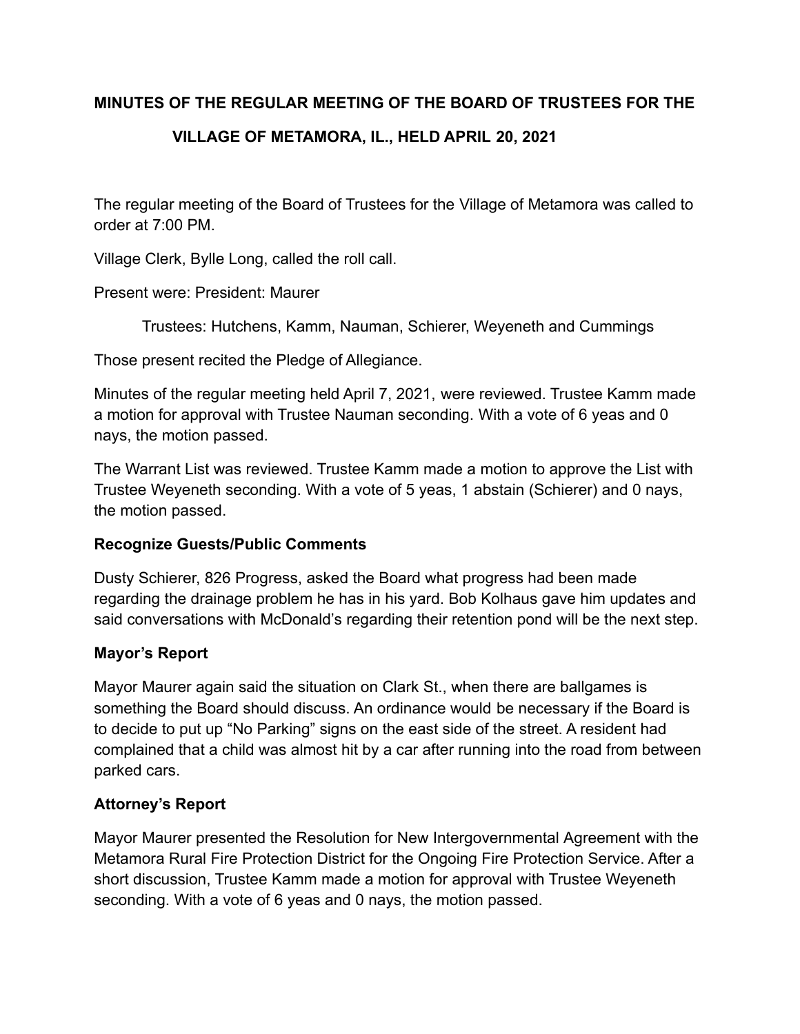# MINUTES OF THE REGULAR MEETING OF THE BOARD OF TRUSTEES FOR THE VILLAGE OF METAMORA, IL., HELD APRIL 20, 2021

The regular meeting of the Board of Trustees for the Village of Metamora was called to order at 7:00 PM.

Village Clerk, Bylle Long, called the roll call.

Present were: President: Maurer

Trustees: Hutchens, Kamm, Nauman, Schierer, Weyeneth and Cummings

Those present recited the Pledge of Allegiance.

Minutes of the regular meeting held April 7, 2021, were reviewed. Trustee Kamm made a motion for approval with Trustee Nauman seconding. With a vote of 6 yeas and 0 nays, the motion passed.

The Warrant List was reviewed. Trustee Kamm made a motion to approve the List with Trustee Weyeneth seconding. With a vote of 5 yeas, 1 abstain (Schierer) and 0 nays, the motion passed.

**Recognize Guests/Public Comments**

Dusty Schierer, 826 Progress, asked the Board what progress had been made regarding the drainage problem he has in his yard. Bob Kolhaus gave him updates and said conversations with McDonald's regarding their retention pond will be the next step.

**Mayor's Report**

Mayor Maurer again said the situation on Clark St., when there are ballgames is something the Board should discuss. An ordinance would be necessary if the Board is to decide to put up "No Parking" signs on the east side of the street. A resident had complained that a child was almost hit by a car after running into the road from between parked cars.

**Attorney's Report**

Mayor Maurer presented the Resolution for New Intergovernmental Agreement with the Metamora Rural Fire Protection District for the Ongoing Fire Protection Service. After a short discussion, Trustee Kamm made a motion for approval with Trustee Weyeneth seconding. With a vote of 6 yeas and 0 nays, the motion passed.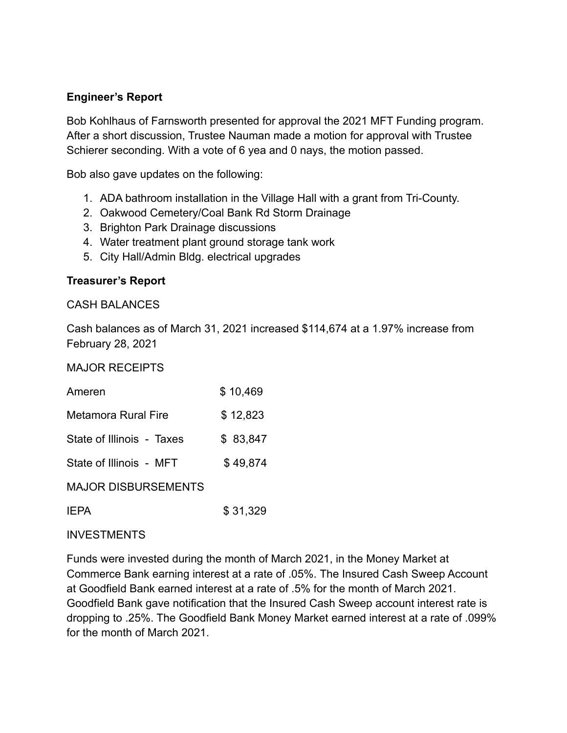**Engineer's Report**

Bob Kohlhaus of Farnsworth presented for approval the 2021 MFT Funding program. After a short discussion, Trustee Nauman made a motion for approval with Trustee Schierer seconding. With a vote of 6 yea and 0 nays, the motion passed.

Bob also gave updates on the following:

1. ADA bathroom installation in the Village Hall with a grant from Tri-County.
2. Oakwood Cemetery/Coal Bank Rd Storm Drainage
3. Brighton Park Drainage discussions
4. Water treatment plant ground storage tank work
5. City Hall/Admin Bldg. electrical upgrades

**Treasurer's Report**

CASH BALANCES

Cash balances as of March 31, 2021 increased $114,674 at a 1.97% increase from February 28, 2021

MAJOR RECEIPTS

| | |
|---|---|
| Ameren | $ 10,469 |
| Metamora Rural Fire | $ 12,823 |
| State of Illinois - Taxes | $ 83,847 |
| State of Illinois - MFT | $ 49,874 |

MAJOR DISBURSEMENTS

| | |
|---|---|
| IEPA | $ 31,329 |

INVESTMENTS

Funds were invested during the month of March 2021, in the Money Market at Commerce Bank earning interest at a rate of .05%. The Insured Cash Sweep Account at Goodfield Bank earned interest at a rate of .5% for the month of March 2021. Goodfield Bank gave notification that the Insured Cash Sweep account interest rate is dropping to .25%. The Goodfield Bank Money Market earned interest at a rate of .099% for the month of March 2021.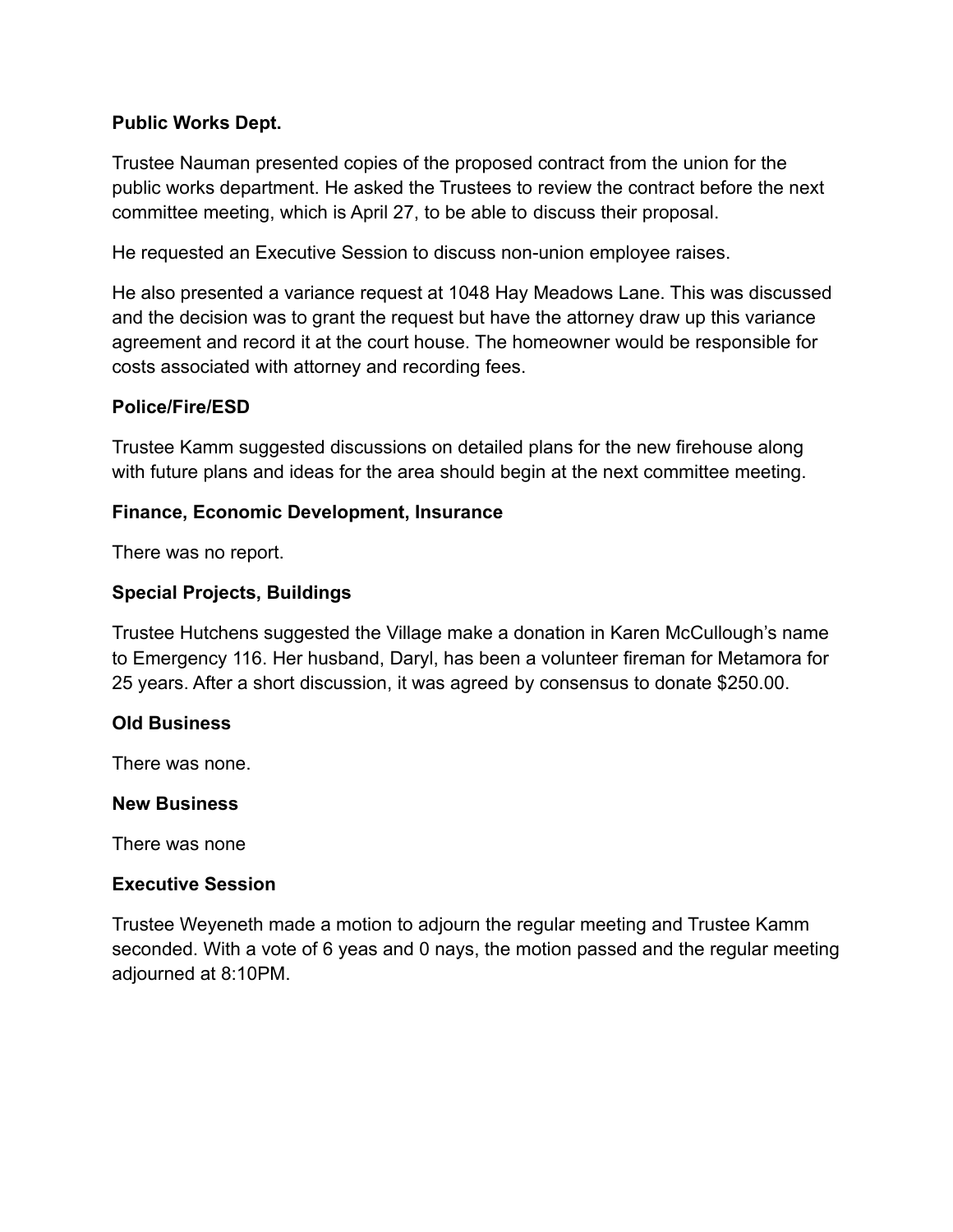**Public Works Dept.**

Trustee Nauman presented copies of the proposed contract from the union for the public works department. He asked the Trustees to review the contract before the next committee meeting, which is April 27, to be able to discuss their proposal.

He requested an Executive Session to discuss non-union employee raises.

He also presented a variance request at 1048 Hay Meadows Lane. This was discussed and the decision was to grant the request but have the attorney draw up this variance agreement and record it at the court house. The homeowner would be responsible for costs associated with attorney and recording fees.

**Police/Fire/ESD**

Trustee Kamm suggested discussions on detailed plans for the new firehouse along with future plans and ideas for the area should begin at the next committee meeting.

**Finance, Economic Development, Insurance**

There was no report.

**Special Projects, Buildings**

Trustee Hutchens suggested the Village make a donation in Karen McCullough's name to Emergency 116. Her husband, Daryl, has been a volunteer fireman for Metamora for 25 years. After a short discussion, it was agreed by consensus to donate $250.00.

**Old Business**

There was none.

**New Business**

There was none

**Executive Session**

Trustee Weyeneth made a motion to adjourn the regular meeting and Trustee Kamm seconded. With a vote of 6 yeas and 0 nays, the motion passed and the regular meeting adjourned at 8:10PM.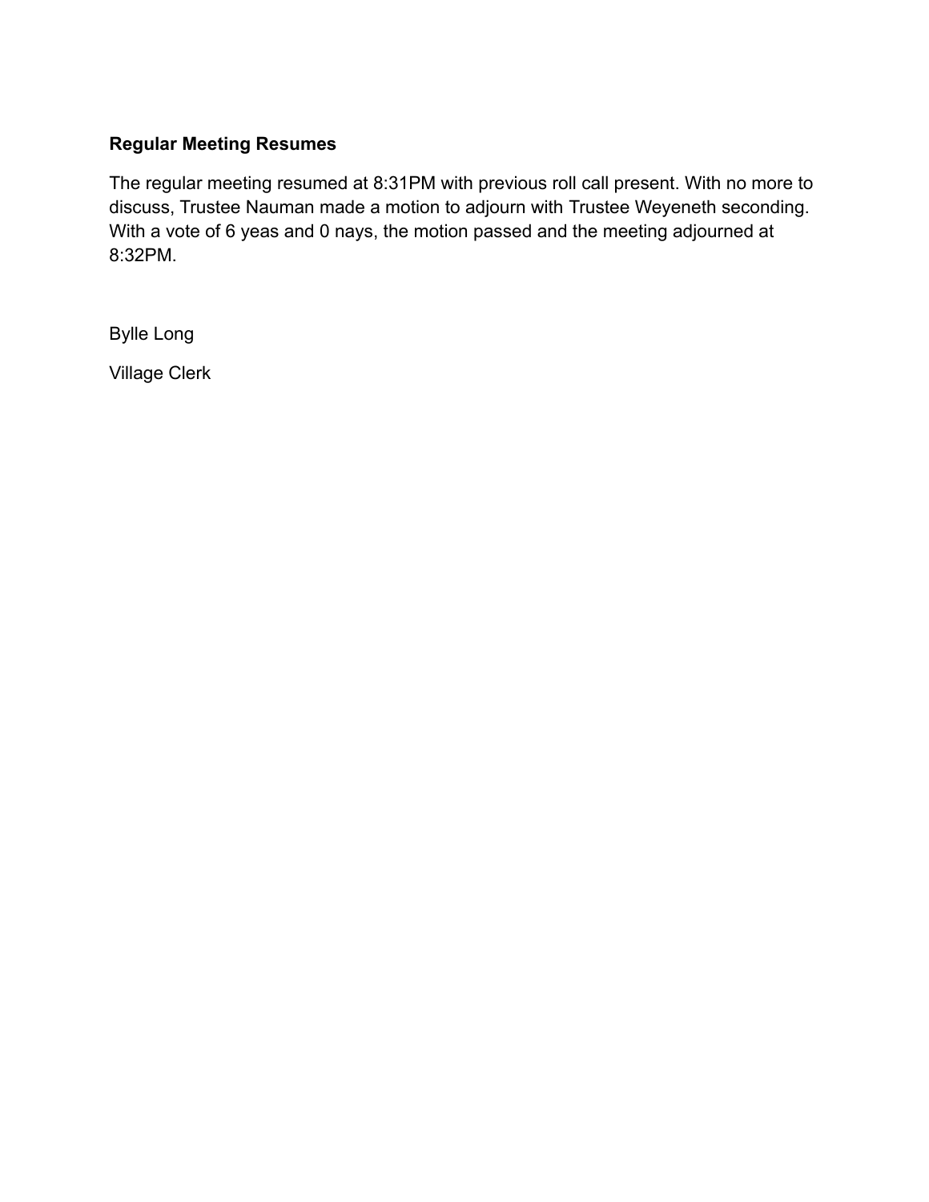**Regular Meeting Resumes**

The regular meeting resumed at 8:31PM with previous roll call present. With no more to discuss, Trustee Nauman made a motion to adjourn with Trustee Weyeneth seconding. With a vote of 6 yeas and 0 nays, the motion passed and the meeting adjourned at 8:32PM.

Bylle Long

Village Clerk